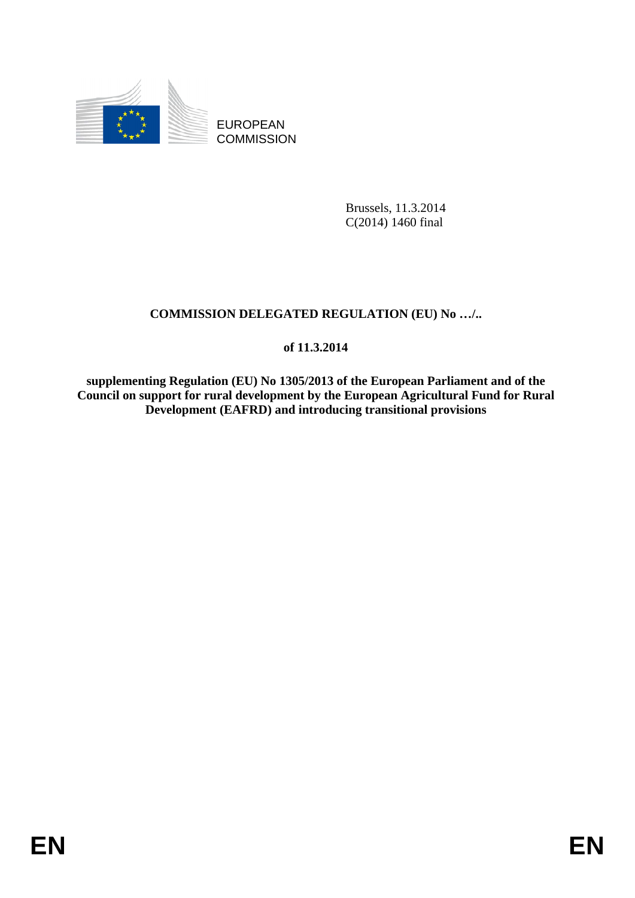EUROPEAN COMMISSION

Brussels, 11.3.2014
C(2014) 1460 final

**COMMISSION DELEGATED REGULATION (EU) No …/..**

**of 11.3.2014**

**supplementing Regulation (EU) No 1305/2013 of the European Parliament and of the Council on support for rural development by the European Agricultural Fund for Rural Development (EAFRD) and introducing transitional provisions**

EN EN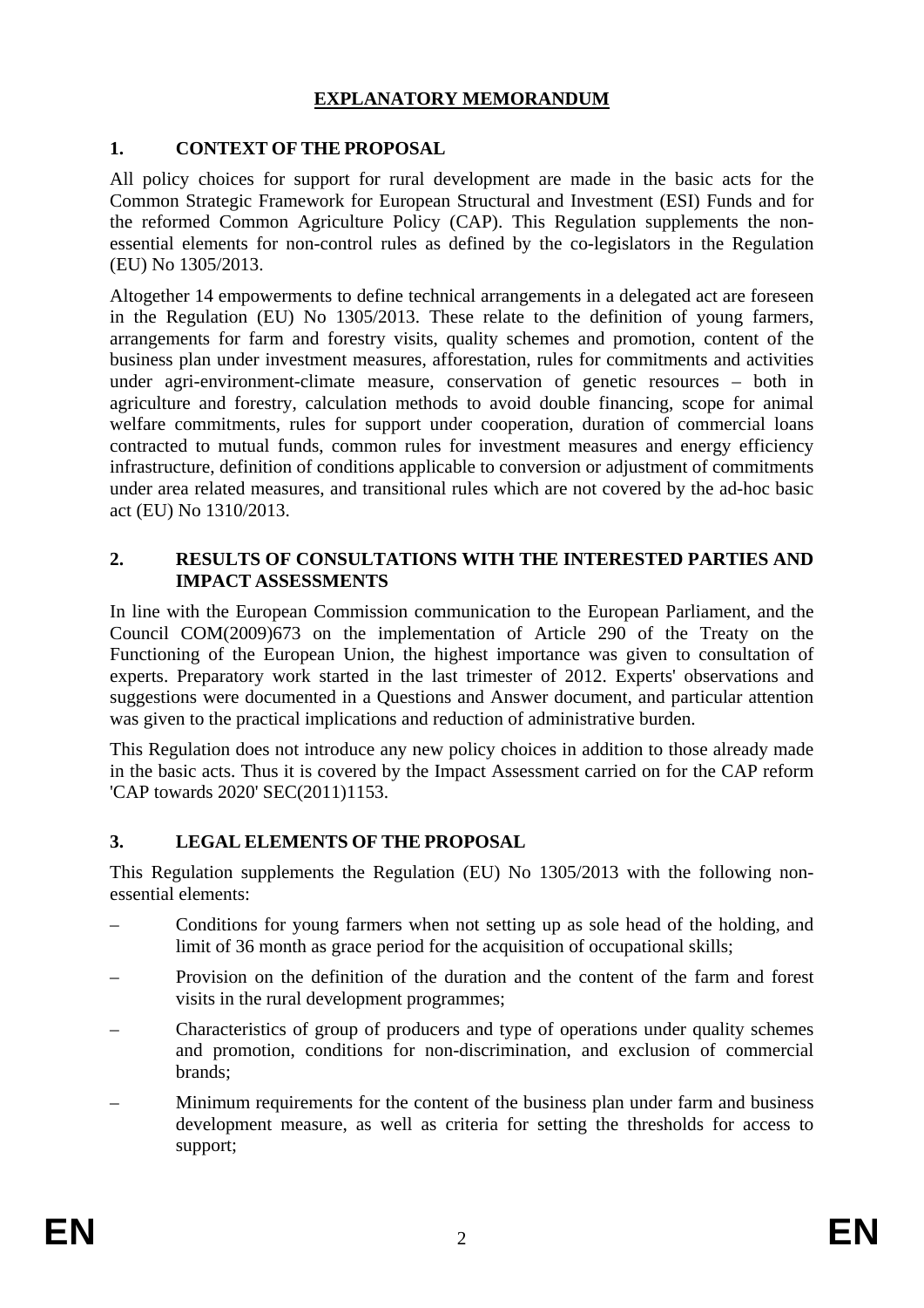# EXPLANATORY MEMORANDUM

## 1. CONTEXT OF THE PROPOSAL

All policy choices for support for rural development are made in the basic acts for the Common Strategic Framework for European Structural and Investment (ESI) Funds and for the reformed Common Agriculture Policy (CAP). This Regulation supplements the non-essential elements for non-control rules as defined by the co-legislators in the Regulation (EU) No 1305/2013.

Altogether 14 empowerments to define technical arrangements in a delegated act are foreseen in the Regulation (EU) No 1305/2013. These relate to the definition of young farmers, arrangements for farm and forestry visits, quality schemes and promotion, content of the business plan under investment measures, afforestation, rules for commitments and activities under agri-environment-climate measure, conservation of genetic resources – both in agriculture and forestry, calculation methods to avoid double financing, scope for animal welfare commitments, rules for support under cooperation, duration of commercial loans contracted to mutual funds, common rules for investment measures and energy efficiency infrastructure, definition of conditions applicable to conversion or adjustment of commitments under area related measures, and transitional rules which are not covered by the ad-hoc basic act (EU) No 1310/2013.

## 2. RESULTS OF CONSULTATIONS WITH THE INTERESTED PARTIES AND IMPACT ASSESSMENTS

In line with the European Commission communication to the European Parliament, and the Council COM(2009)673 on the implementation of Article 290 of the Treaty on the Functioning of the European Union, the highest importance was given to consultation of experts. Preparatory work started in the last trimester of 2012. Experts' observations and suggestions were documented in a Questions and Answer document, and particular attention was given to the practical implications and reduction of administrative burden.

This Regulation does not introduce any new policy choices in addition to those already made in the basic acts. Thus it is covered by the Impact Assessment carried on for the CAP reform 'CAP towards 2020' SEC(2011)1153.

## 3. LEGAL ELEMENTS OF THE PROPOSAL

This Regulation supplements the Regulation (EU) No 1305/2013 with the following non-essential elements:

– Conditions for young farmers when not setting up as sole head of the holding, and limit of 36 month as grace period for the acquisition of occupational skills;

– Provision on the definition of the duration and the content of the farm and forest visits in the rural development programmes;

– Characteristics of group of producers and type of operations under quality schemes and promotion, conditions for non-discrimination, and exclusion of commercial brands;

– Minimum requirements for the content of the business plan under farm and business development measure, as well as criteria for setting the thresholds for access to support;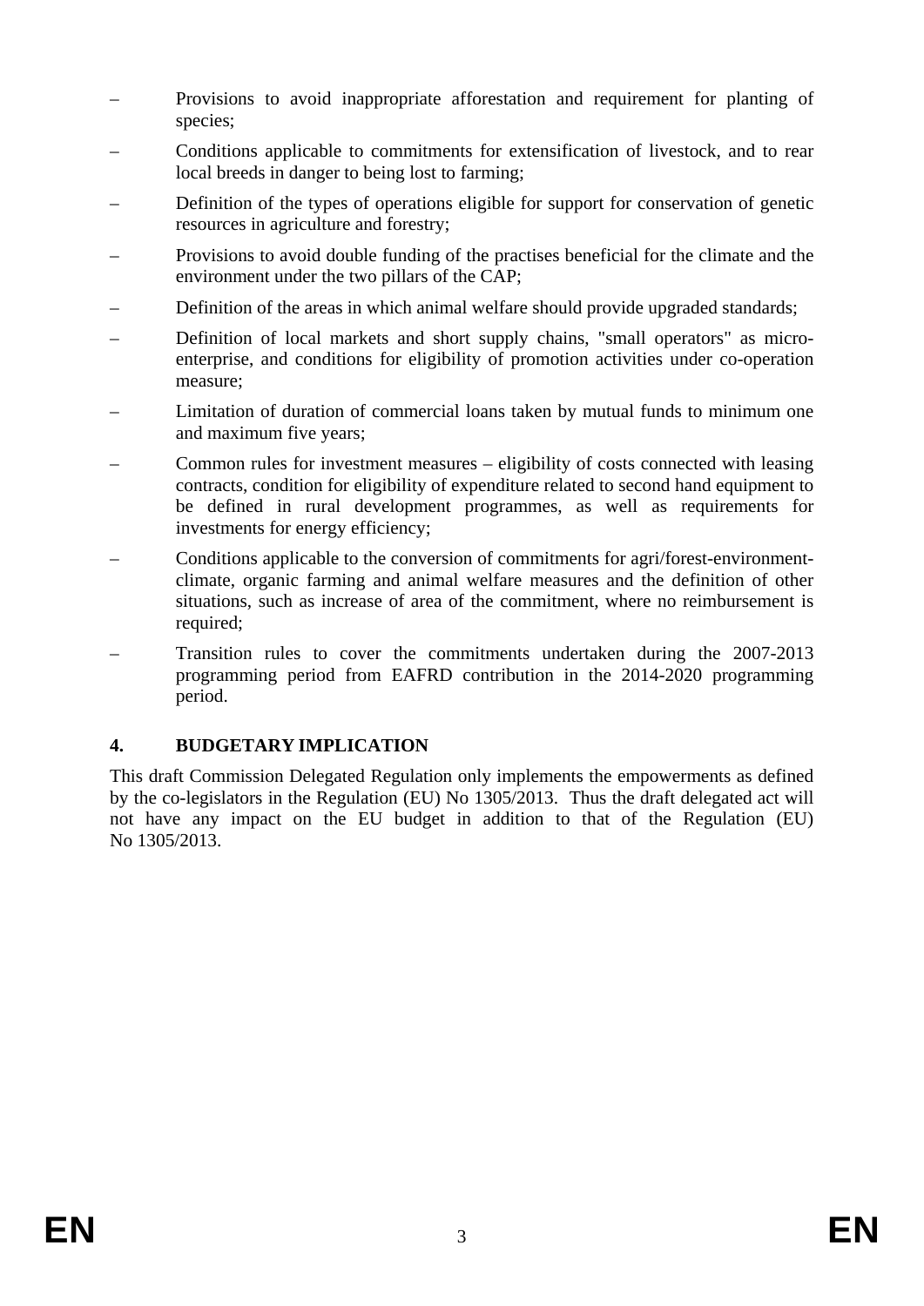- Provisions to avoid inappropriate afforestation and requirement for planting of species;
- Conditions applicable to commitments for extensification of livestock, and to rear local breeds in danger to being lost to farming;
- Definition of the types of operations eligible for support for conservation of genetic resources in agriculture and forestry;
- Provisions to avoid double funding of the practises beneficial for the climate and the environment under the two pillars of the CAP;
- Definition of the areas in which animal welfare should provide upgraded standards;
- Definition of local markets and short supply chains, "small operators" as micro-enterprise, and conditions for eligibility of promotion activities under co-operation measure;
- Limitation of duration of commercial loans taken by mutual funds to minimum one and maximum five years;
- Common rules for investment measures – eligibility of costs connected with leasing contracts, condition for eligibility of expenditure related to second hand equipment to be defined in rural development programmes, as well as requirements for investments for energy efficiency;
- Conditions applicable to the conversion of commitments for agri/forest-environment-climate, organic farming and animal welfare measures and the definition of other situations, such as increase of area of the commitment, where no reimbursement is required;
- Transition rules to cover the commitments undertaken during the 2007-2013 programming period from EAFRD contribution in the 2014-2020 programming period.

## 4. BUDGETARY IMPLICATION

This draft Commission Delegated Regulation only implements the empowerments as defined by the co-legislators in the Regulation (EU) No 1305/2013. Thus the draft delegated act will not have any impact on the EU budget in addition to that of the Regulation (EU) No 1305/2013.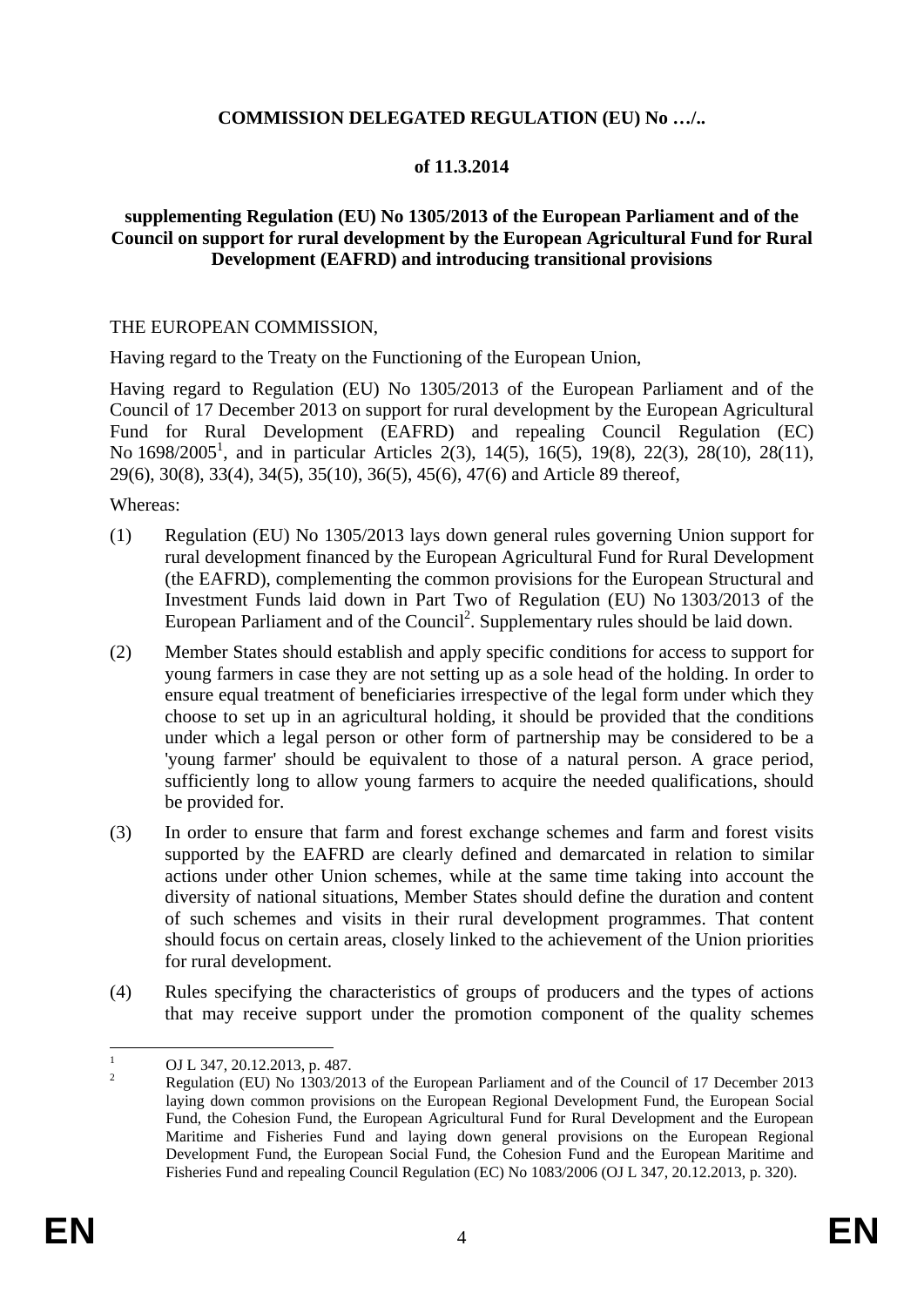**COMMISSION DELEGATED REGULATION (EU) No …/..**

**of 11.3.2014**

**supplementing Regulation (EU) No 1305/2013 of the European Parliament and of the Council on support for rural development by the European Agricultural Fund for Rural Development (EAFRD) and introducing transitional provisions**

THE EUROPEAN COMMISSION,

Having regard to the Treaty on the Functioning of the European Union,

Having regard to Regulation (EU) No 1305/2013 of the European Parliament and of the Council of 17 December 2013 on support for rural development by the European Agricultural Fund for Rural Development (EAFRD) and repealing Council Regulation (EC) No 1698/2005[1], and in particular Articles 2(3), 14(5), 16(5), 19(8), 22(3), 28(10), 28(11), 29(6), 30(8), 33(4), 34(5), 35(10), 36(5), 45(6), 47(6) and Article 89 thereof,

Whereas:

(1) Regulation (EU) No 1305/2013 lays down general rules governing Union support for rural development financed by the European Agricultural Fund for Rural Development (the EAFRD), complementing the common provisions for the European Structural and Investment Funds laid down in Part Two of Regulation (EU) No 1303/2013 of the European Parliament and of the Council[2]. Supplementary rules should be laid down.

(2) Member States should establish and apply specific conditions for access to support for young farmers in case they are not setting up as a sole head of the holding. In order to ensure equal treatment of beneficiaries irrespective of the legal form under which they choose to set up in an agricultural holding, it should be provided that the conditions under which a legal person or other form of partnership may be considered to be a 'young farmer' should be equivalent to those of a natural person. A grace period, sufficiently long to allow young farmers to acquire the needed qualifications, should be provided for.

(3) In order to ensure that farm and forest exchange schemes and farm and forest visits supported by the EAFRD are clearly defined and demarcated in relation to similar actions under other Union schemes, while at the same time taking into account the diversity of national situations, Member States should define the duration and content of such schemes and visits in their rural development programmes. That content should focus on certain areas, closely linked to the achievement of the Union priorities for rural development.

(4) Rules specifying the characteristics of groups of producers and the types of actions that may receive support under the promotion component of the quality schemes

---

[1] OJ L 347, 20.12.2013, p. 487.

[2] Regulation (EU) No 1303/2013 of the European Parliament and of the Council of 17 December 2013 laying down common provisions on the European Regional Development Fund, the European Social Fund, the Cohesion Fund, the European Agricultural Fund for Rural Development and the European Maritime and Fisheries Fund and laying down general provisions on the European Regional Development Fund, the European Social Fund, the Cohesion Fund and the European Maritime and Fisheries Fund and repealing Council Regulation (EC) No 1083/2006 (OJ L 347, 20.12.2013, p. 320).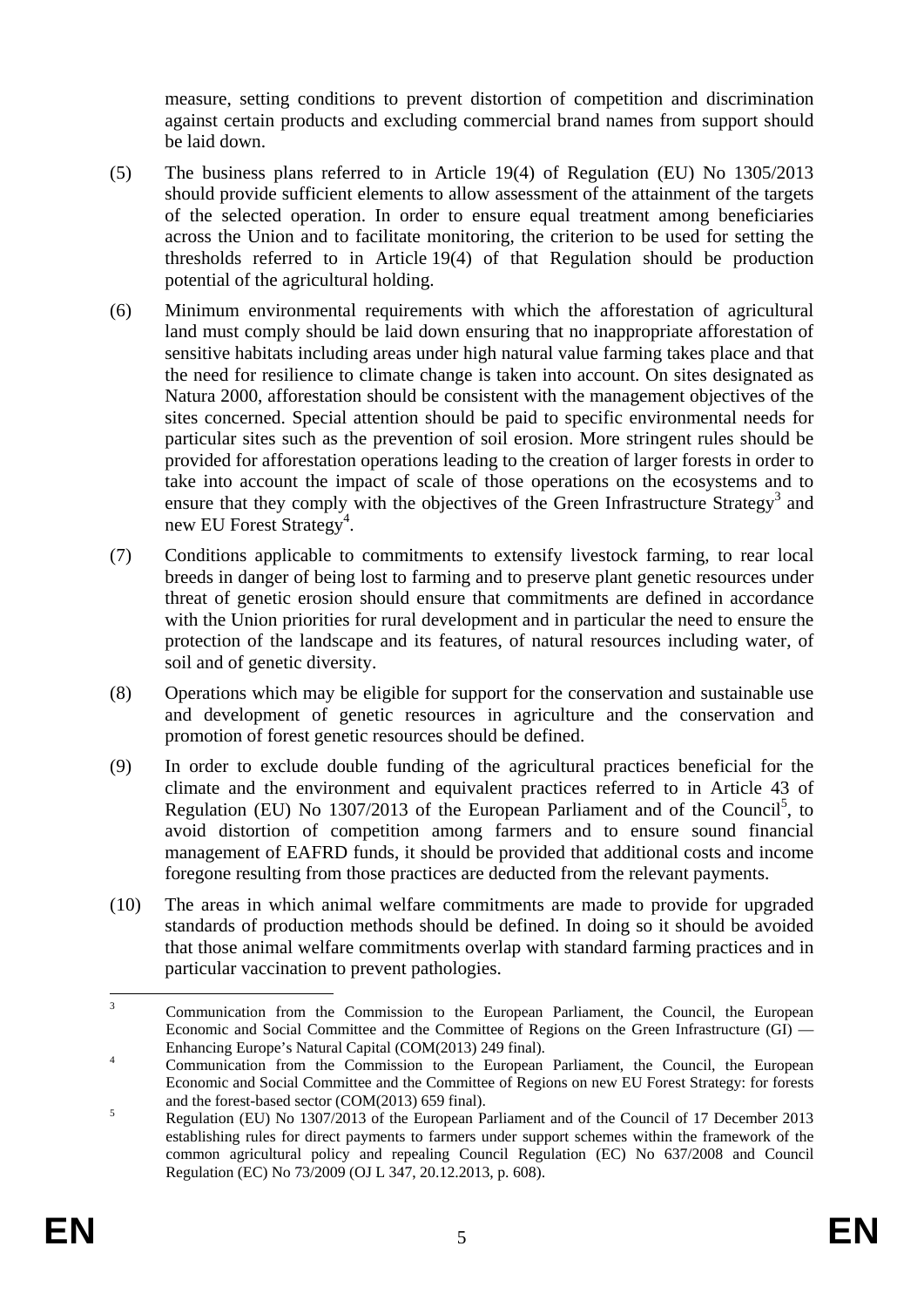measure, setting conditions to prevent distortion of competition and discrimination against certain products and excluding commercial brand names from support should be laid down.

(5) The business plans referred to in Article 19(4) of Regulation (EU) No 1305/2013 should provide sufficient elements to allow assessment of the attainment of the targets of the selected operation. In order to ensure equal treatment among beneficiaries across the Union and to facilitate monitoring, the criterion to be used for setting the thresholds referred to in Article 19(4) of that Regulation should be production potential of the agricultural holding.

(6) Minimum environmental requirements with which the afforestation of agricultural land must comply should be laid down ensuring that no inappropriate afforestation of sensitive habitats including areas under high natural value farming takes place and that the need for resilience to climate change is taken into account. On sites designated as Natura 2000, afforestation should be consistent with the management objectives of the sites concerned. Special attention should be paid to specific environmental needs for particular sites such as the prevention of soil erosion. More stringent rules should be provided for afforestation operations leading to the creation of larger forests in order to take into account the impact of scale of those operations on the ecosystems and to ensure that they comply with the objectives of the Green Infrastructure Strategy[3] and new EU Forest Strategy[4].

(7) Conditions applicable to commitments to extensify livestock farming, to rear local breeds in danger of being lost to farming and to preserve plant genetic resources under threat of genetic erosion should ensure that commitments are defined in accordance with the Union priorities for rural development and in particular the need to ensure the protection of the landscape and its features, of natural resources including water, of soil and of genetic diversity.

(8) Operations which may be eligible for support for the conservation and sustainable use and development of genetic resources in agriculture and the conservation and promotion of forest genetic resources should be defined.

(9) In order to exclude double funding of the agricultural practices beneficial for the climate and the environment and equivalent practices referred to in Article 43 of Regulation (EU) No 1307/2013 of the European Parliament and of the Council[5], to avoid distortion of competition among farmers and to ensure sound financial management of EAFRD funds, it should be provided that additional costs and income foregone resulting from those practices are deducted from the relevant payments.

(10) The areas in which animal welfare commitments are made to provide for upgraded standards of production methods should be defined. In doing so it should be avoided that those animal welfare commitments overlap with standard farming practices and in particular vaccination to prevent pathologies.

---

[3] Communication from the Commission to the European Parliament, the Council, the European Economic and Social Committee and the Committee of Regions on the Green Infrastructure (GI) — Enhancing Europe's Natural Capital (COM(2013) 249 final).

[4] Communication from the Commission to the European Parliament, the Council, the European Economic and Social Committee and the Committee of Regions on new EU Forest Strategy: for forests and the forest-based sector (COM(2013) 659 final).

[5] Regulation (EU) No 1307/2013 of the European Parliament and of the Council of 17 December 2013 establishing rules for direct payments to farmers under support schemes within the framework of the common agricultural policy and repealing Council Regulation (EC) No 637/2008 and Council Regulation (EC) No 73/2009 (OJ L 347, 20.12.2013, p. 608).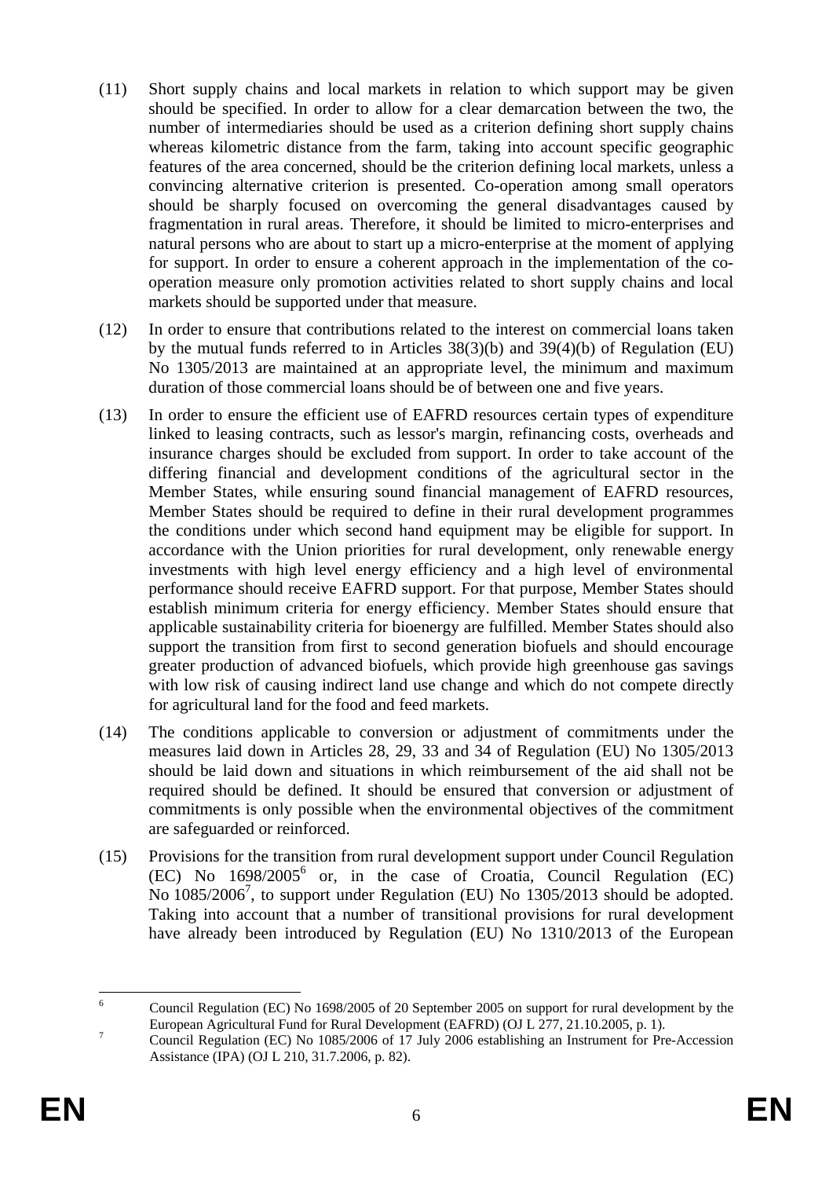(11) Short supply chains and local markets in relation to which support may be given should be specified. In order to allow for a clear demarcation between the two, the number of intermediaries should be used as a criterion defining short supply chains whereas kilometric distance from the farm, taking into account specific geographic features of the area concerned, should be the criterion defining local markets, unless a convincing alternative criterion is presented. Co-operation among small operators should be sharply focused on overcoming the general disadvantages caused by fragmentation in rural areas. Therefore, it should be limited to micro-enterprises and natural persons who are about to start up a micro-enterprise at the moment of applying for support. In order to ensure a coherent approach in the implementation of the co-operation measure only promotion activities related to short supply chains and local markets should be supported under that measure.

(12) In order to ensure that contributions related to the interest on commercial loans taken by the mutual funds referred to in Articles 38(3)(b) and 39(4)(b) of Regulation (EU) No 1305/2013 are maintained at an appropriate level, the minimum and maximum duration of those commercial loans should be of between one and five years.

(13) In order to ensure the efficient use of EAFRD resources certain types of expenditure linked to leasing contracts, such as lessor's margin, refinancing costs, overheads and insurance charges should be excluded from support. In order to take account of the differing financial and development conditions of the agricultural sector in the Member States, while ensuring sound financial management of EAFRD resources, Member States should be required to define in their rural development programmes the conditions under which second hand equipment may be eligible for support. In accordance with the Union priorities for rural development, only renewable energy investments with high level energy efficiency and a high level of environmental performance should receive EAFRD support. For that purpose, Member States should establish minimum criteria for energy efficiency. Member States should ensure that applicable sustainability criteria for bioenergy are fulfilled. Member States should also support the transition from first to second generation biofuels and should encourage greater production of advanced biofuels, which provide high greenhouse gas savings with low risk of causing indirect land use change and which do not compete directly for agricultural land for the food and feed markets.

(14) The conditions applicable to conversion or adjustment of commitments under the measures laid down in Articles 28, 29, 33 and 34 of Regulation (EU) No 1305/2013 should be laid down and situations in which reimbursement of the aid shall not be required should be defined. It should be ensured that conversion or adjustment of commitments is only possible when the environmental objectives of the commitment are safeguarded or reinforced.

(15) Provisions for the transition from rural development support under Council Regulation (EC) No 1698/2005[6] or, in the case of Croatia, Council Regulation (EC) No 1085/2006[7], to support under Regulation (EU) No 1305/2013 should be adopted. Taking into account that a number of transitional provisions for rural development have already been introduced by Regulation (EU) No 1310/2013 of the European

[6] Council Regulation (EC) No 1698/2005 of 20 September 2005 on support for rural development by the European Agricultural Fund for Rural Development (EAFRD) (OJ L 277, 21.10.2005, p. 1).

[7] Council Regulation (EC) No 1085/2006 of 17 July 2006 establishing an Instrument for Pre-Accession Assistance (IPA) (OJ L 210, 31.7.2006, p. 82).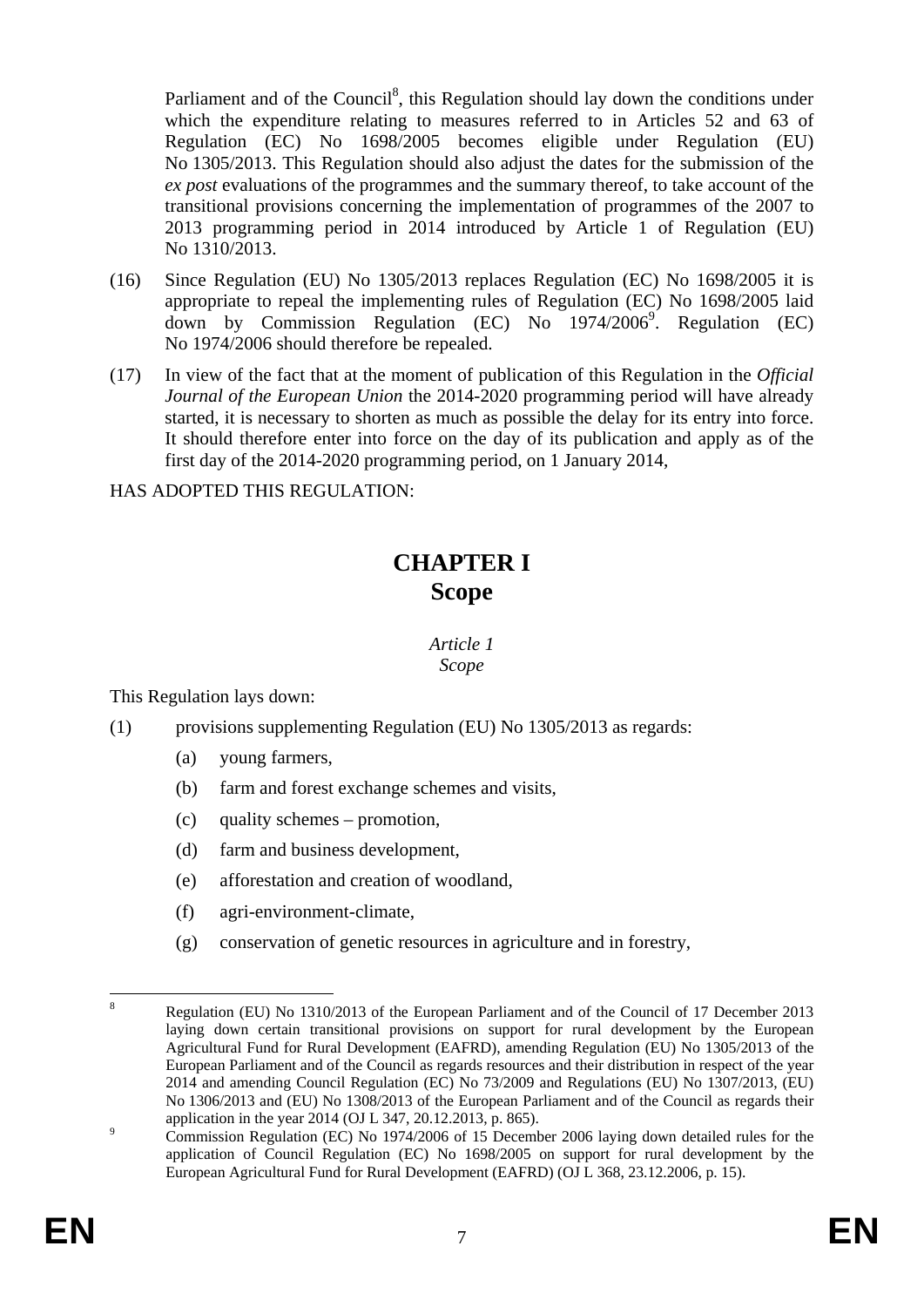Parliament and of the Council[8], this Regulation should lay down the conditions under which the expenditure relating to measures referred to in Articles 52 and 63 of Regulation (EC) No 1698/2005 becomes eligible under Regulation (EU) No 1305/2013. This Regulation should also adjust the dates for the submission of the *ex post* evaluations of the programmes and the summary thereof, to take account of the transitional provisions concerning the implementation of programmes of the 2007 to 2013 programming period in 2014 introduced by Article 1 of Regulation (EU) No 1310/2013.

(16) Since Regulation (EU) No 1305/2013 replaces Regulation (EC) No 1698/2005 it is appropriate to repeal the implementing rules of Regulation (EC) No 1698/2005 laid down by Commission Regulation (EC) No 1974/2006[9]. Regulation (EC) No 1974/2006 should therefore be repealed.

(17) In view of the fact that at the moment of publication of this Regulation in the *Official Journal of the European Union* the 2014-2020 programming period will have already started, it is necessary to shorten as much as possible the delay for its entry into force. It should therefore enter into force on the day of its publication and apply as of the first day of the 2014-2020 programming period, on 1 January 2014,

HAS ADOPTED THIS REGULATION:

# CHAPTER I
# Scope

*Article 1*
*Scope*

This Regulation lays down:

(1) provisions supplementing Regulation (EU) No 1305/2013 as regards:

(a) young farmers,

(b) farm and forest exchange schemes and visits,

(c) quality schemes – promotion,

(d) farm and business development,

(e) afforestation and creation of woodland,

(f) agri-environment-climate,

(g) conservation of genetic resources in agriculture and in forestry,

---

[8] Regulation (EU) No 1310/2013 of the European Parliament and of the Council of 17 December 2013 laying down certain transitional provisions on support for rural development by the European Agricultural Fund for Rural Development (EAFRD), amending Regulation (EU) No 1305/2013 of the European Parliament and of the Council as regards resources and their distribution in respect of the year 2014 and amending Council Regulation (EC) No 73/2009 and Regulations (EU) No 1307/2013, (EU) No 1306/2013 and (EU) No 1308/2013 of the European Parliament and of the Council as regards their application in the year 2014 (OJ L 347, 20.12.2013, p. 865).

[9] Commission Regulation (EC) No 1974/2006 of 15 December 2006 laying down detailed rules for the application of Council Regulation (EC) No 1698/2005 on support for rural development by the European Agricultural Fund for Rural Development (EAFRD) (OJ L 368, 23.12.2006, p. 15).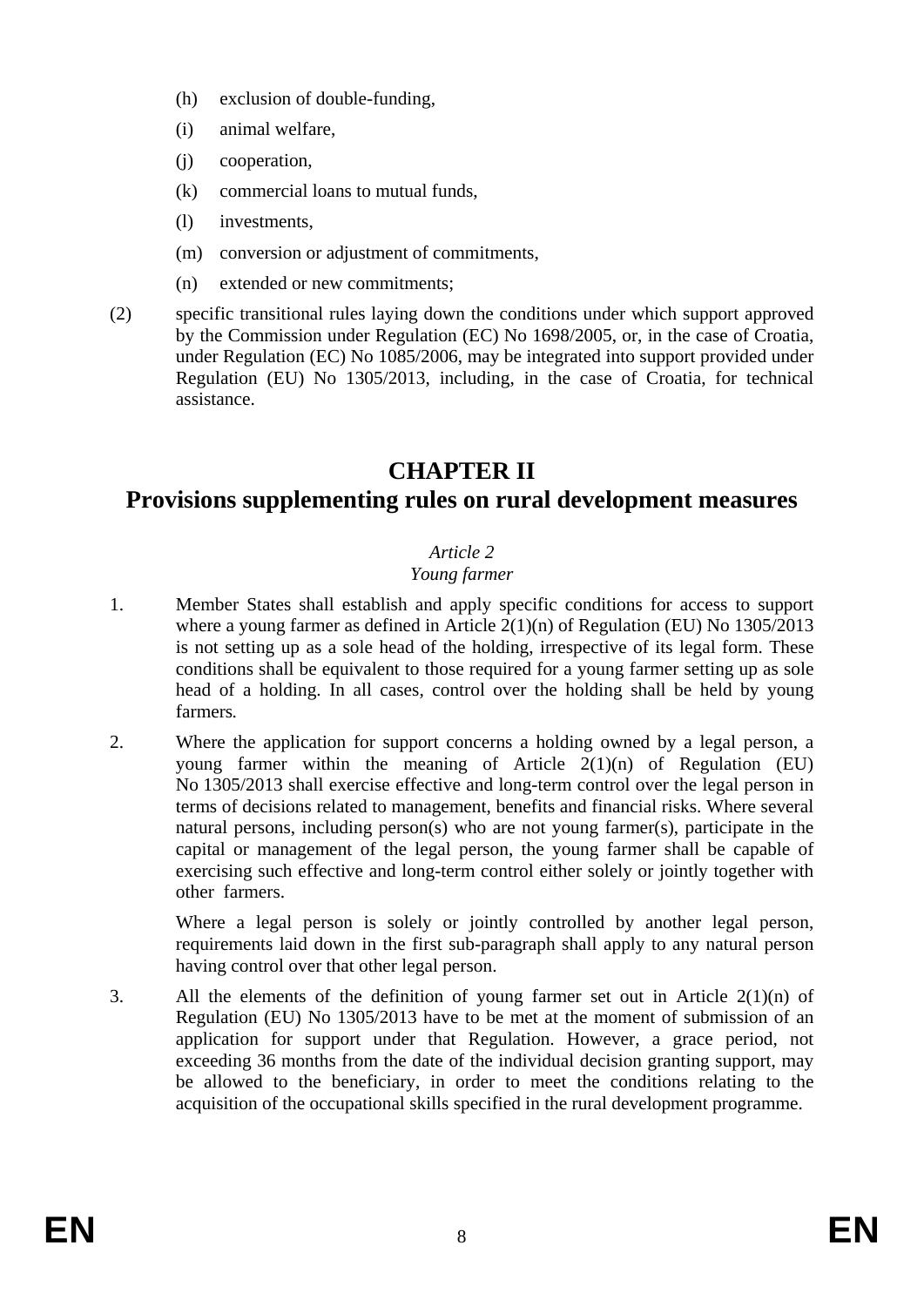(h) exclusion of double-funding,

(i) animal welfare,

(j) cooperation,

(k) commercial loans to mutual funds,

(l) investments,

(m) conversion or adjustment of commitments,

(n) extended or new commitments;

(2) specific transitional rules laying down the conditions under which support approved by the Commission under Regulation (EC) No 1698/2005, or, in the case of Croatia, under Regulation (EC) No 1085/2006, may be integrated into support provided under Regulation (EU) No 1305/2013, including, in the case of Croatia, for technical assistance.

# CHAPTER II
# Provisions supplementing rules on rural development measures

*Article 2*
*Young farmer*

1. Member States shall establish and apply specific conditions for access to support where a young farmer as defined in Article 2(1)(n) of Regulation (EU) No 1305/2013 is not setting up as a sole head of the holding, irrespective of its legal form. These conditions shall be equivalent to those required for a young farmer setting up as sole head of a holding. In all cases, control over the holding shall be held by young farmers.

2. Where the application for support concerns a holding owned by a legal person, a young farmer within the meaning of Article 2(1)(n) of Regulation (EU) No 1305/2013 shall exercise effective and long-term control over the legal person in terms of decisions related to management, benefits and financial risks. Where several natural persons, including person(s) who are not young farmer(s), participate in the capital or management of the legal person, the young farmer shall be capable of exercising such effective and long-term control either solely or jointly together with other farmers.

   Where a legal person is solely or jointly controlled by another legal person, requirements laid down in the first sub-paragraph shall apply to any natural person having control over that other legal person.

3. All the elements of the definition of young farmer set out in Article 2(1)(n) of Regulation (EU) No 1305/2013 have to be met at the moment of submission of an application for support under that Regulation. However, a grace period, not exceeding 36 months from the date of the individual decision granting support, may be allowed to the beneficiary, in order to meet the conditions relating to the acquisition of the occupational skills specified in the rural development programme.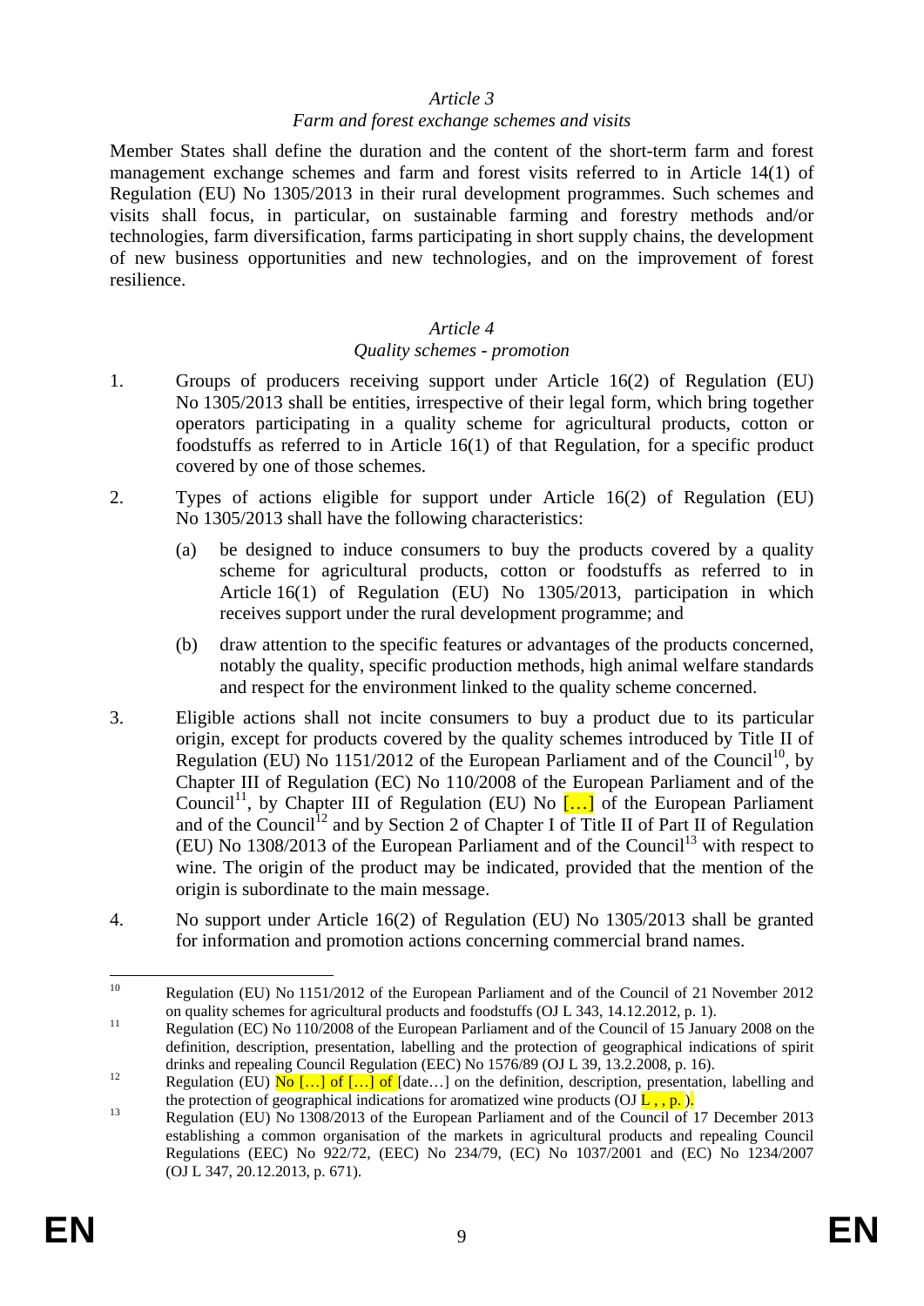*Article 3*

*Farm and forest exchange schemes and visits*

Member States shall define the duration and the content of the short-term farm and forest management exchange schemes and farm and forest visits referred to in Article 14(1) of Regulation (EU) No 1305/2013 in their rural development programmes. Such schemes and visits shall focus, in particular, on sustainable farming and forestry methods and/or technologies, farm diversification, farms participating in short supply chains, the development of new business opportunities and new technologies, and on the improvement of forest resilience.

*Article 4*

*Quality schemes - promotion*

1. Groups of producers receiving support under Article 16(2) of Regulation (EU) No 1305/2013 shall be entities, irrespective of their legal form, which bring together operators participating in a quality scheme for agricultural products, cotton or foodstuffs as referred to in Article 16(1) of that Regulation, for a specific product covered by one of those schemes.

2. Types of actions eligible for support under Article 16(2) of Regulation (EU) No 1305/2013 shall have the following characteristics:

   (a) be designed to induce consumers to buy the products covered by a quality scheme for agricultural products, cotton or foodstuffs as referred to in Article 16(1) of Regulation (EU) No 1305/2013, participation in which receives support under the rural development programme; and

   (b) draw attention to the specific features or advantages of the products concerned, notably the quality, specific production methods, high animal welfare standards and respect for the environment linked to the quality scheme concerned.

3. Eligible actions shall not incite consumers to buy a product due to its particular origin, except for products covered by the quality schemes introduced by Title II of Regulation (EU) No 1151/2012 of the European Parliament and of the Council[10], by Chapter III of Regulation (EC) No 110/2008 of the European Parliament and of the Council[11], by Chapter III of Regulation (EU) No […] of the European Parliament and of the Council[12] and by Section 2 of Chapter I of Title II of Part II of Regulation (EU) No 1308/2013 of the European Parliament and of the Council[13] with respect to wine. The origin of the product may be indicated, provided that the mention of the origin is subordinate to the main message.

4. No support under Article 16(2) of Regulation (EU) No 1305/2013 shall be granted for information and promotion actions concerning commercial brand names.

---

[10] Regulation (EU) No 1151/2012 of the European Parliament and of the Council of 21 November 2012 on quality schemes for agricultural products and foodstuffs (OJ L 343, 14.12.2012, p. 1).

[11] Regulation (EC) No 110/2008 of the European Parliament and of the Council of 15 January 2008 on the definition, description, presentation, labelling and the protection of geographical indications of spirit drinks and repealing Council Regulation (EEC) No 1576/89 (OJ L 39, 13.2.2008, p. 16).

[12] Regulation (EU) No […] of […] of [date…] on the definition, description, presentation, labelling and the protection of geographical indications for aromatized wine products (OJ L , , p. ).

[13] Regulation (EU) No 1308/2013 of the European Parliament and of the Council of 17 December 2013 establishing a common organisation of the markets in agricultural products and repealing Council Regulations (EEC) No 922/72, (EEC) No 234/79, (EC) No 1037/2001 and (EC) No 1234/2007 (OJ L 347, 20.12.2013, p. 671).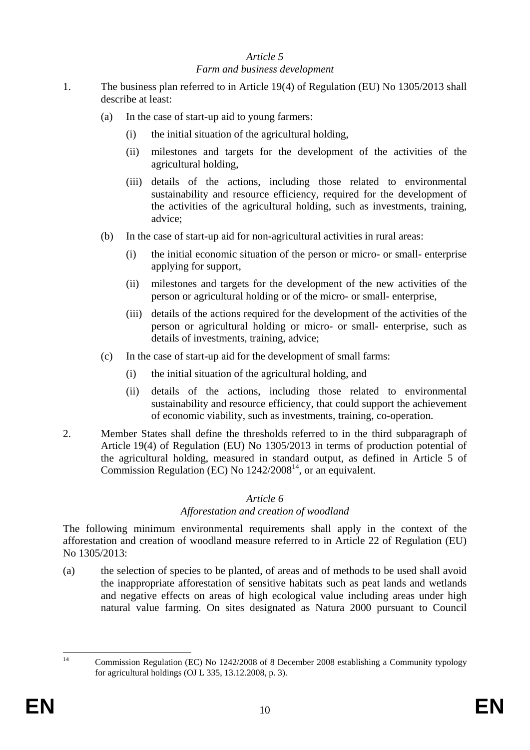*Article 5*

*Farm and business development*

1. The business plan referred to in Article 19(4) of Regulation (EU) No 1305/2013 shall describe at least:

   (a) In the case of start-up aid to young farmers:

      (i) the initial situation of the agricultural holding,

      (ii) milestones and targets for the development of the activities of the agricultural holding,

      (iii) details of the actions, including those related to environmental sustainability and resource efficiency, required for the development of the activities of the agricultural holding, such as investments, training, advice;

   (b) In the case of start-up aid for non-agricultural activities in rural areas:

      (i) the initial economic situation of the person or micro- or small- enterprise applying for support,

      (ii) milestones and targets for the development of the new activities of the person or agricultural holding or of the micro- or small- enterprise,

      (iii) details of the actions required for the development of the activities of the person or agricultural holding or micro- or small- enterprise, such as details of investments, training, advice;

   (c) In the case of start-up aid for the development of small farms:

      (i) the initial situation of the agricultural holding, and

      (ii) details of the actions, including those related to environmental sustainability and resource efficiency, that could support the achievement of economic viability, such as investments, training, co-operation.

2. Member States shall define the thresholds referred to in the third subparagraph of Article 19(4) of Regulation (EU) No 1305/2013 in terms of production potential of the agricultural holding, measured in standard output, as defined in Article 5 of Commission Regulation (EC) No 1242/2008[14], or an equivalent.

*Article 6*

*Afforestation and creation of woodland*

The following minimum environmental requirements shall apply in the context of the afforestation and creation of woodland measure referred to in Article 22 of Regulation (EU) No 1305/2013:

(a) the selection of species to be planted, of areas and of methods to be used shall avoid the inappropriate afforestation of sensitive habitats such as peat lands and wetlands and negative effects on areas of high ecological value including areas under high natural value farming. On sites designated as Natura 2000 pursuant to Council

---

[14] Commission Regulation (EC) No 1242/2008 of 8 December 2008 establishing a Community typology for agricultural holdings (OJ L 335, 13.12.2008, p. 3).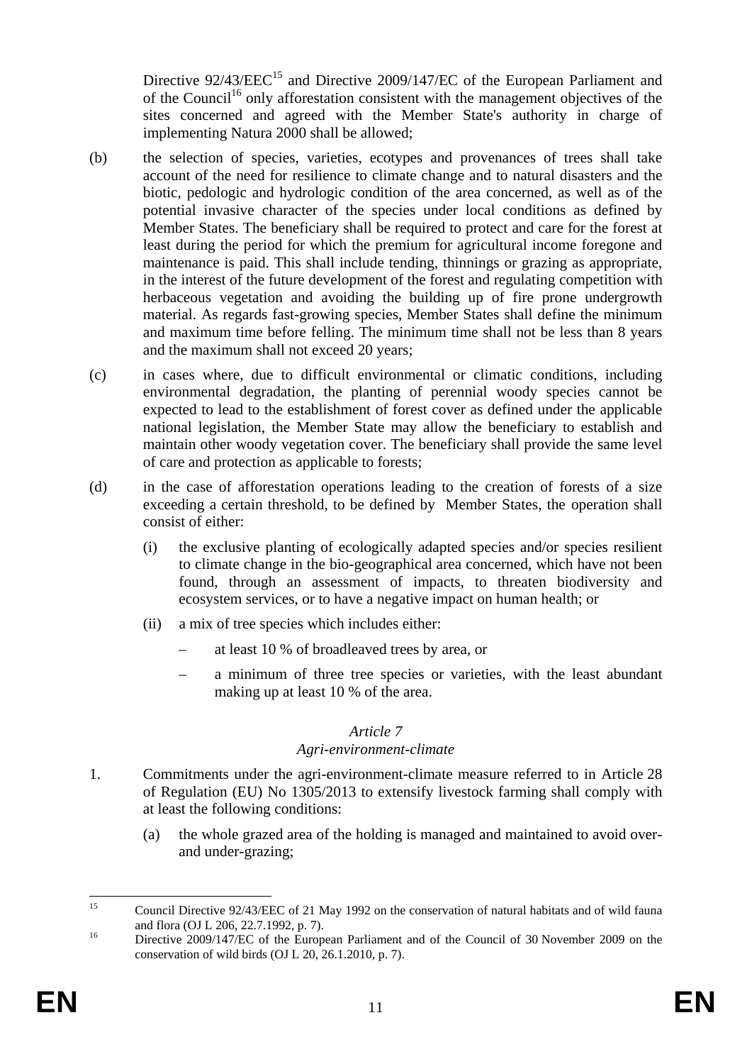Directive 92/43/EEC[15] and Directive 2009/147/EC of the European Parliament and of the Council[16] only afforestation consistent with the management objectives of the sites concerned and agreed with the Member State's authority in charge of implementing Natura 2000 shall be allowed;

(b) the selection of species, varieties, ecotypes and provenances of trees shall take account of the need for resilience to climate change and to natural disasters and the biotic, pedologic and hydrologic condition of the area concerned, as well as of the potential invasive character of the species under local conditions as defined by Member States. The beneficiary shall be required to protect and care for the forest at least during the period for which the premium for agricultural income foregone and maintenance is paid. This shall include tending, thinnings or grazing as appropriate, in the interest of the future development of the forest and regulating competition with herbaceous vegetation and avoiding the building up of fire prone undergrowth material. As regards fast-growing species, Member States shall define the minimum and maximum time before felling. The minimum time shall not be less than 8 years and the maximum shall not exceed 20 years;

(c) in cases where, due to difficult environmental or climatic conditions, including environmental degradation, the planting of perennial woody species cannot be expected to lead to the establishment of forest cover as defined under the applicable national legislation, the Member State may allow the beneficiary to establish and maintain other woody vegetation cover. The beneficiary shall provide the same level of care and protection as applicable to forests;

(d) in the case of afforestation operations leading to the creation of forests of a size exceeding a certain threshold, to be defined by Member States, the operation shall consist of either:

   (i) the exclusive planting of ecologically adapted species and/or species resilient to climate change in the bio-geographical area concerned, which have not been found, through an assessment of impacts, to threaten biodiversity and ecosystem services, or to have a negative impact on human health; or

   (ii) a mix of tree species which includes either:

      – at least 10 % of broadleaved trees by area, or

      – a minimum of three tree species or varieties, with the least abundant making up at least 10 % of the area.

*Article 7*

*Agri-environment-climate*

1. Commitments under the agri-environment-climate measure referred to in Article 28 of Regulation (EU) No 1305/2013 to extensify livestock farming shall comply with at least the following conditions:

   (a) the whole grazed area of the holding is managed and maintained to avoid over- and under-grazing;

---

[15] Council Directive 92/43/EEC of 21 May 1992 on the conservation of natural habitats and of wild fauna and flora (OJ L 206, 22.7.1992, p. 7).

[16] Directive 2009/147/EC of the European Parliament and of the Council of 30 November 2009 on the conservation of wild birds (OJ L 20, 26.1.2010, p. 7).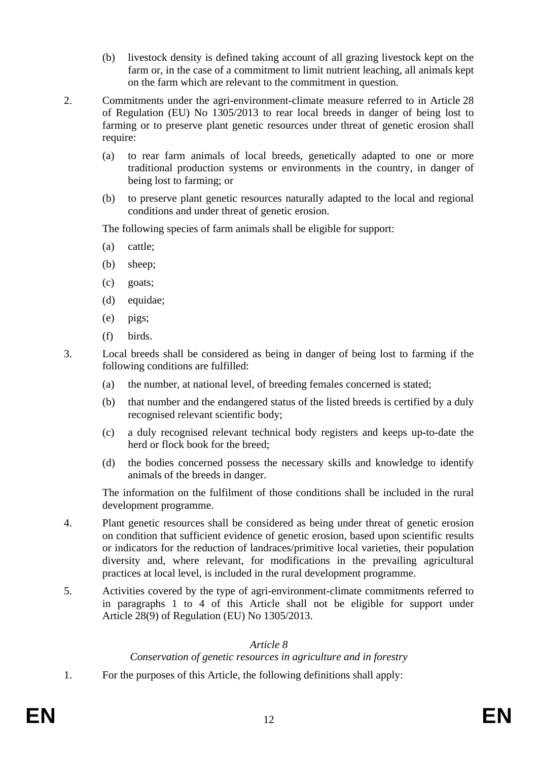(b) livestock density is defined taking account of all grazing livestock kept on the farm or, in the case of a commitment to limit nutrient leaching, all animals kept on the farm which are relevant to the commitment in question.

2. Commitments under the agri-environment-climate measure referred to in Article 28 of Regulation (EU) No 1305/2013 to rear local breeds in danger of being lost to farming or to preserve plant genetic resources under threat of genetic erosion shall require:

   (a) to rear farm animals of local breeds, genetically adapted to one or more traditional production systems or environments in the country, in danger of being lost to farming; or

   (b) to preserve plant genetic resources naturally adapted to the local and regional conditions and under threat of genetic erosion.

   The following species of farm animals shall be eligible for support:

   (a) cattle;

   (b) sheep;

   (c) goats;

   (d) equidae;

   (e) pigs;

   (f) birds.

3. Local breeds shall be considered as being in danger of being lost to farming if the following conditions are fulfilled:

   (a) the number, at national level, of breeding females concerned is stated;

   (b) that number and the endangered status of the listed breeds is certified by a duly recognised relevant scientific body;

   (c) a duly recognised relevant technical body registers and keeps up-to-date the herd or flock book for the breed;

   (d) the bodies concerned possess the necessary skills and knowledge to identify animals of the breeds in danger.

   The information on the fulfilment of those conditions shall be included in the rural development programme.

4. Plant genetic resources shall be considered as being under threat of genetic erosion on condition that sufficient evidence of genetic erosion, based upon scientific results or indicators for the reduction of landraces/primitive local varieties, their population diversity and, where relevant, for modifications in the prevailing agricultural practices at local level, is included in the rural development programme.

5. Activities covered by the type of agri-environment-climate commitments referred to in paragraphs 1 to 4 of this Article shall not be eligible for support under Article 28(9) of Regulation (EU) No 1305/2013.

*Article 8*

*Conservation of genetic resources in agriculture and in forestry*

1. For the purposes of this Article, the following definitions shall apply: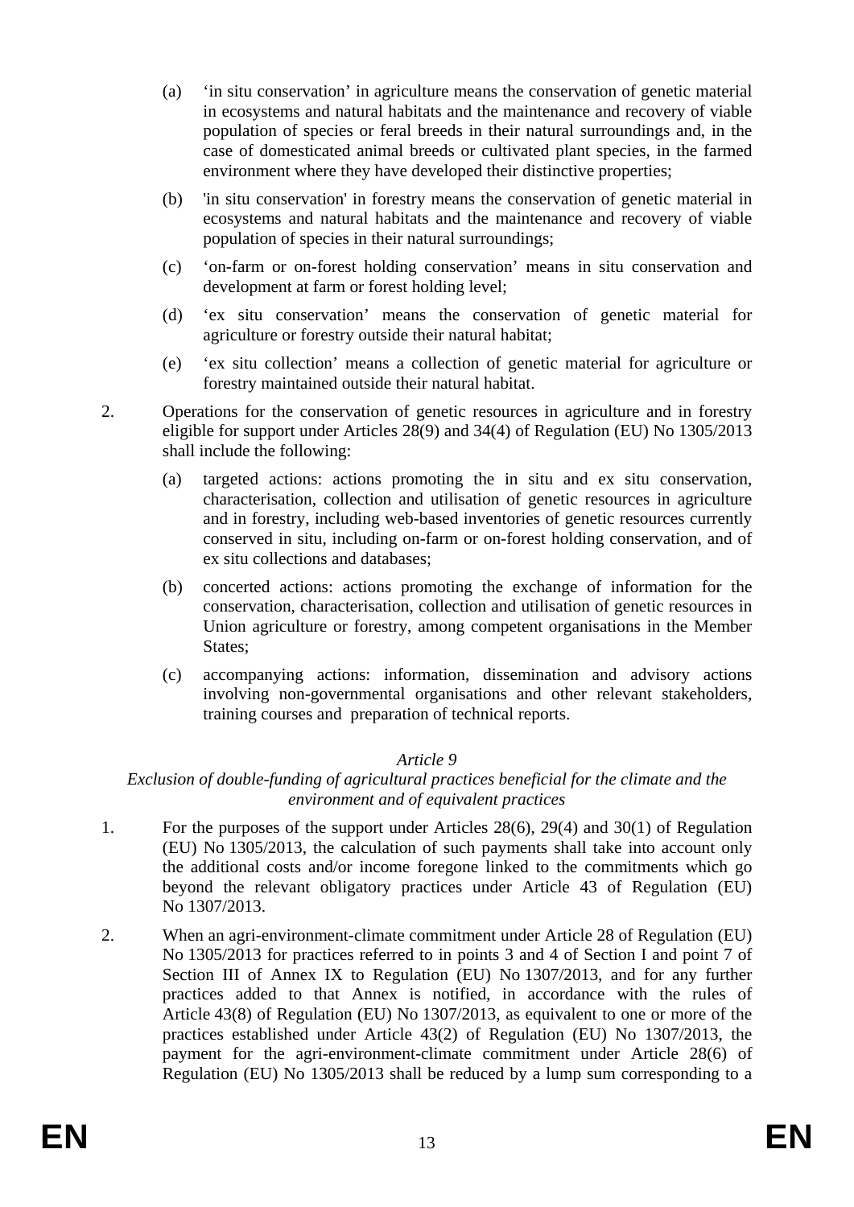(a) ‘in situ conservation’ in agriculture means the conservation of genetic material in ecosystems and natural habitats and the maintenance and recovery of viable population of species or feral breeds in their natural surroundings and, in the case of domesticated animal breeds or cultivated plant species, in the farmed environment where they have developed their distinctive properties;

(b) 'in situ conservation' in forestry means the conservation of genetic material in ecosystems and natural habitats and the maintenance and recovery of viable population of species in their natural surroundings;

(c) ‘on-farm or on-forest holding conservation’ means in situ conservation and development at farm or forest holding level;

(d) ‘ex situ conservation’ means the conservation of genetic material for agriculture or forestry outside their natural habitat;

(e) ‘ex situ collection’ means a collection of genetic material for agriculture or forestry maintained outside their natural habitat.

2. Operations for the conservation of genetic resources in agriculture and in forestry eligible for support under Articles 28(9) and 34(4) of Regulation (EU) No 1305/2013 shall include the following:

(a) targeted actions: actions promoting the in situ and ex situ conservation, characterisation, collection and utilisation of genetic resources in agriculture and in forestry, including web-based inventories of genetic resources currently conserved in situ, including on-farm or on-forest holding conservation, and of ex situ collections and databases;

(b) concerted actions: actions promoting the exchange of information for the conservation, characterisation, collection and utilisation of genetic resources in Union agriculture or forestry, among competent organisations in the Member States;

(c) accompanying actions: information, dissemination and advisory actions involving non-governmental organisations and other relevant stakeholders, training courses and preparation of technical reports.

*Article 9*

*Exclusion of double-funding of agricultural practices beneficial for the climate and the environment and of equivalent practices*

1. For the purposes of the support under Articles 28(6), 29(4) and 30(1) of Regulation (EU) No 1305/2013, the calculation of such payments shall take into account only the additional costs and/or income foregone linked to the commitments which go beyond the relevant obligatory practices under Article 43 of Regulation (EU) No 1307/2013.

2. When an agri-environment-climate commitment under Article 28 of Regulation (EU) No 1305/2013 for practices referred to in points 3 and 4 of Section I and point 7 of Section III of Annex IX to Regulation (EU) No 1307/2013, and for any further practices added to that Annex is notified, in accordance with the rules of Article 43(8) of Regulation (EU) No 1307/2013, as equivalent to one or more of the practices established under Article 43(2) of Regulation (EU) No 1307/2013, the payment for the agri-environment-climate commitment under Article 28(6) of Regulation (EU) No 1305/2013 shall be reduced by a lump sum corresponding to a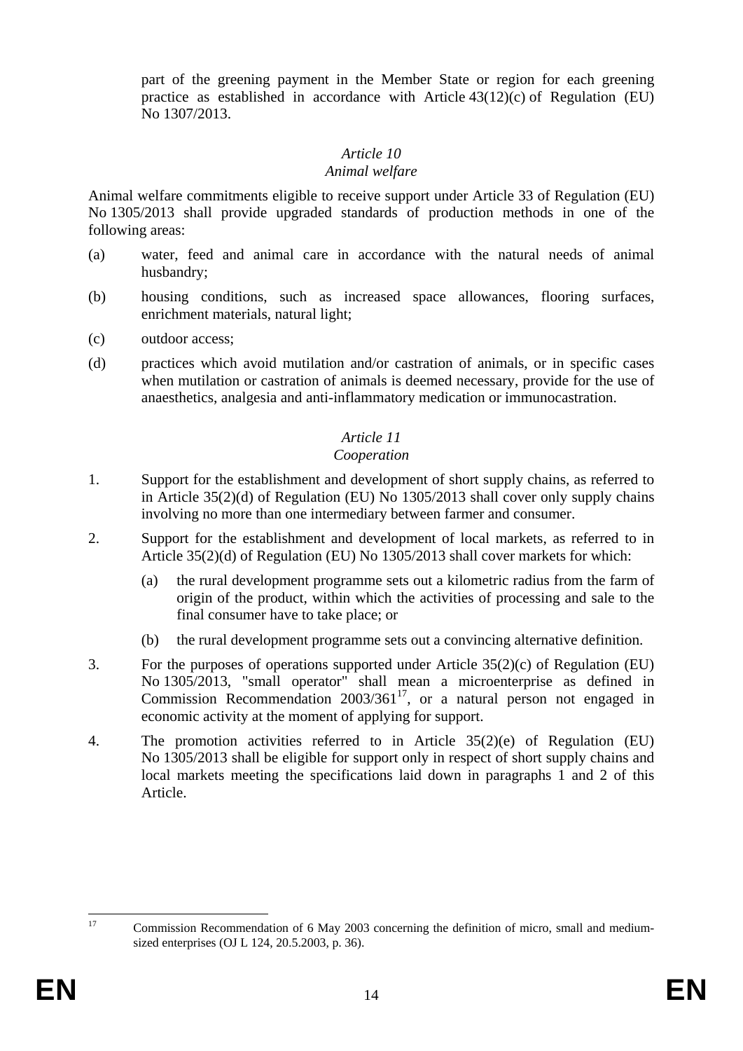part of the greening payment in the Member State or region for each greening practice as established in accordance with Article 43(12)(c) of Regulation (EU) No 1307/2013.

### *Article 10*
### *Animal welfare*

Animal welfare commitments eligible to receive support under Article 33 of Regulation (EU) No 1305/2013 shall provide upgraded standards of production methods in one of the following areas:

(a) water, feed and animal care in accordance with the natural needs of animal husbandry;

(b) housing conditions, such as increased space allowances, flooring surfaces, enrichment materials, natural light;

(c) outdoor access;

(d) practices which avoid mutilation and/or castration of animals, or in specific cases when mutilation or castration of animals is deemed necessary, provide for the use of anaesthetics, analgesia and anti-inflammatory medication or immunocastration.

### *Article 11*
### *Cooperation*

1. Support for the establishment and development of short supply chains, as referred to in Article 35(2)(d) of Regulation (EU) No 1305/2013 shall cover only supply chains involving no more than one intermediary between farmer and consumer.

2. Support for the establishment and development of local markets, as referred to in Article 35(2)(d) of Regulation (EU) No 1305/2013 shall cover markets for which:

   (a) the rural development programme sets out a kilometric radius from the farm of origin of the product, within which the activities of processing and sale to the final consumer have to take place; or

   (b) the rural development programme sets out a convincing alternative definition.

3. For the purposes of operations supported under Article 35(2)(c) of Regulation (EU) No 1305/2013, "small operator" shall mean a microenterprise as defined in Commission Recommendation 2003/361[17], or a natural person not engaged in economic activity at the moment of applying for support.

4. The promotion activities referred to in Article 35(2)(e) of Regulation (EU) No 1305/2013 shall be eligible for support only in respect of short supply chains and local markets meeting the specifications laid down in paragraphs 1 and 2 of this Article.

---

[17] Commission Recommendation of 6 May 2003 concerning the definition of micro, small and medium-sized enterprises (OJ L 124, 20.5.2003, p. 36).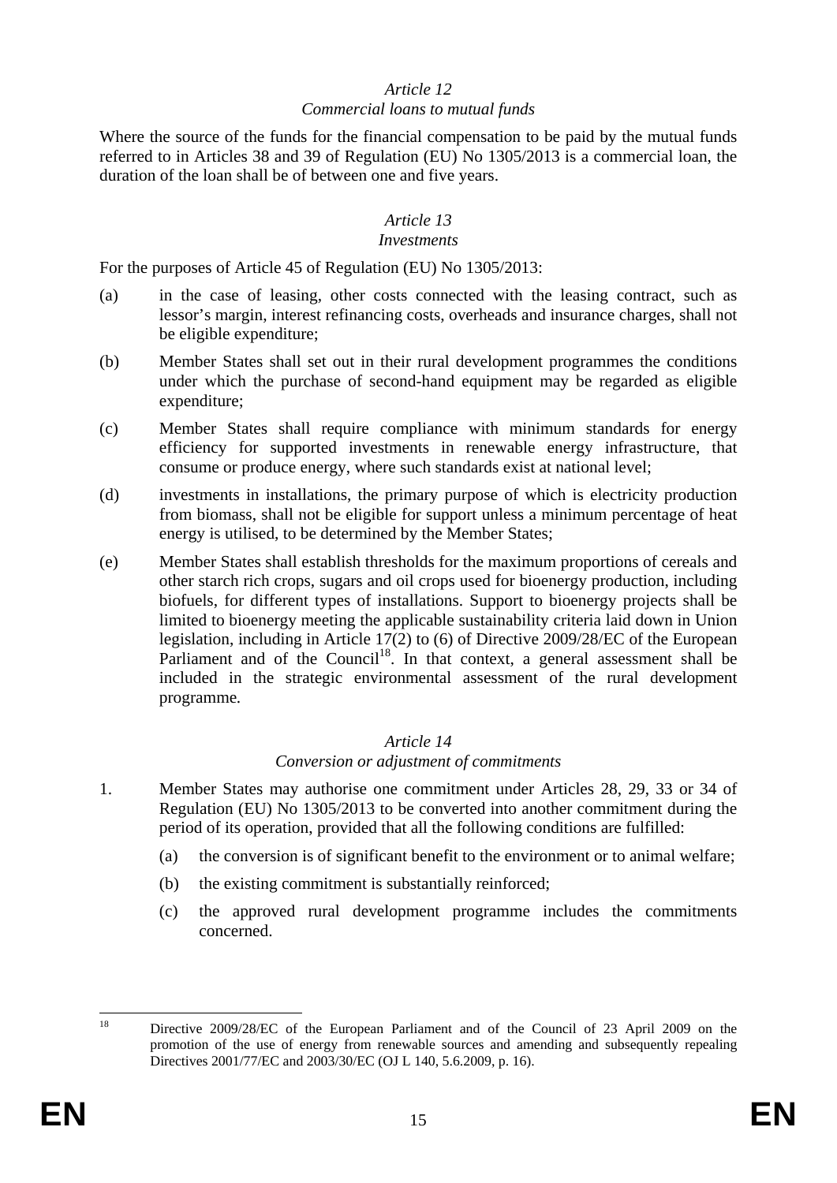*Article 12*

*Commercial loans to mutual funds*

Where the source of the funds for the financial compensation to be paid by the mutual funds referred to in Articles 38 and 39 of Regulation (EU) No 1305/2013 is a commercial loan, the duration of the loan shall be of between one and five years.

*Article 13*

*Investments*

For the purposes of Article 45 of Regulation (EU) No 1305/2013:

(a) in the case of leasing, other costs connected with the leasing contract, such as lessor's margin, interest refinancing costs, overheads and insurance charges, shall not be eligible expenditure;

(b) Member States shall set out in their rural development programmes the conditions under which the purchase of second-hand equipment may be regarded as eligible expenditure;

(c) Member States shall require compliance with minimum standards for energy efficiency for supported investments in renewable energy infrastructure, that consume or produce energy, where such standards exist at national level;

(d) investments in installations, the primary purpose of which is electricity production from biomass, shall not be eligible for support unless a minimum percentage of heat energy is utilised, to be determined by the Member States;

(e) Member States shall establish thresholds for the maximum proportions of cereals and other starch rich crops, sugars and oil crops used for bioenergy production, including biofuels, for different types of installations. Support to bioenergy projects shall be limited to bioenergy meeting the applicable sustainability criteria laid down in Union legislation, including in Article 17(2) to (6) of Directive 2009/28/EC of the European Parliament and of the Council[18]. In that context, a general assessment shall be included in the strategic environmental assessment of the rural development programme.

*Article 14*

*Conversion or adjustment of commitments*

1. Member States may authorise one commitment under Articles 28, 29, 33 or 34 of Regulation (EU) No 1305/2013 to be converted into another commitment during the period of its operation, provided that all the following conditions are fulfilled:

   (a) the conversion is of significant benefit to the environment or to animal welfare;

   (b) the existing commitment is substantially reinforced;

   (c) the approved rural development programme includes the commitments concerned.

---

[18] Directive 2009/28/EC of the European Parliament and of the Council of 23 April 2009 on the promotion of the use of energy from renewable sources and amending and subsequently repealing Directives 2001/77/EC and 2003/30/EC (OJ L 140, 5.6.2009, p. 16).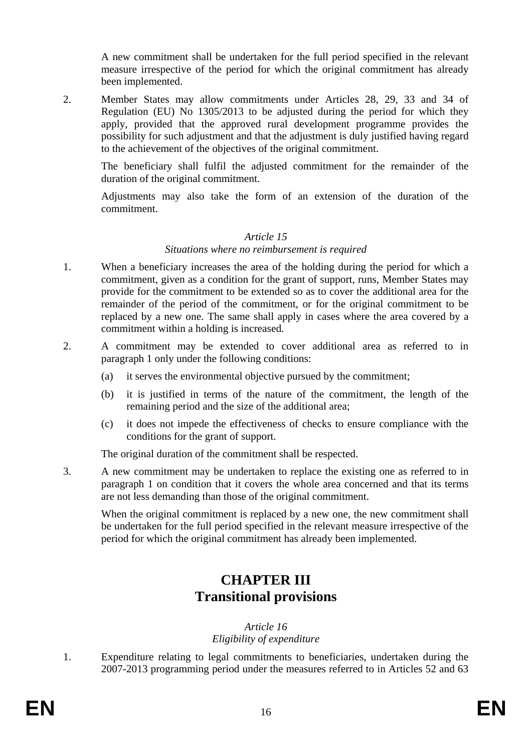A new commitment shall be undertaken for the full period specified in the relevant measure irrespective of the period for which the original commitment has already been implemented.

2. Member States may allow commitments under Articles 28, 29, 33 and 34 of Regulation (EU) No 1305/2013 to be adjusted during the period for which they apply, provided that the approved rural development programme provides the possibility for such adjustment and that the adjustment is duly justified having regard to the achievement of the objectives of the original commitment.

   The beneficiary shall fulfil the adjusted commitment for the remainder of the duration of the original commitment.

   Adjustments may also take the form of an extension of the duration of the commitment.

*Article 15*

*Situations where no reimbursement is required*

1. When a beneficiary increases the area of the holding during the period for which a commitment, given as a condition for the grant of support, runs, Member States may provide for the commitment to be extended so as to cover the additional area for the remainder of the period of the commitment, or for the original commitment to be replaced by a new one. The same shall apply in cases where the area covered by a commitment within a holding is increased.

2. A commitment may be extended to cover additional area as referred to in paragraph 1 only under the following conditions:

   (a) it serves the environmental objective pursued by the commitment;

   (b) it is justified in terms of the nature of the commitment, the length of the remaining period and the size of the additional area;

   (c) it does not impede the effectiveness of checks to ensure compliance with the conditions for the grant of support.

   The original duration of the commitment shall be respected.

3. A new commitment may be undertaken to replace the existing one as referred to in paragraph 1 on condition that it covers the whole area concerned and that its terms are not less demanding than those of the original commitment.

   When the original commitment is replaced by a new one, the new commitment shall be undertaken for the full period specified in the relevant measure irrespective of the period for which the original commitment has already been implemented.

# CHAPTER III
# Transitional provisions

*Article 16*

*Eligibility of expenditure*

1. Expenditure relating to legal commitments to beneficiaries, undertaken during the 2007-2013 programming period under the measures referred to in Articles 52 and 63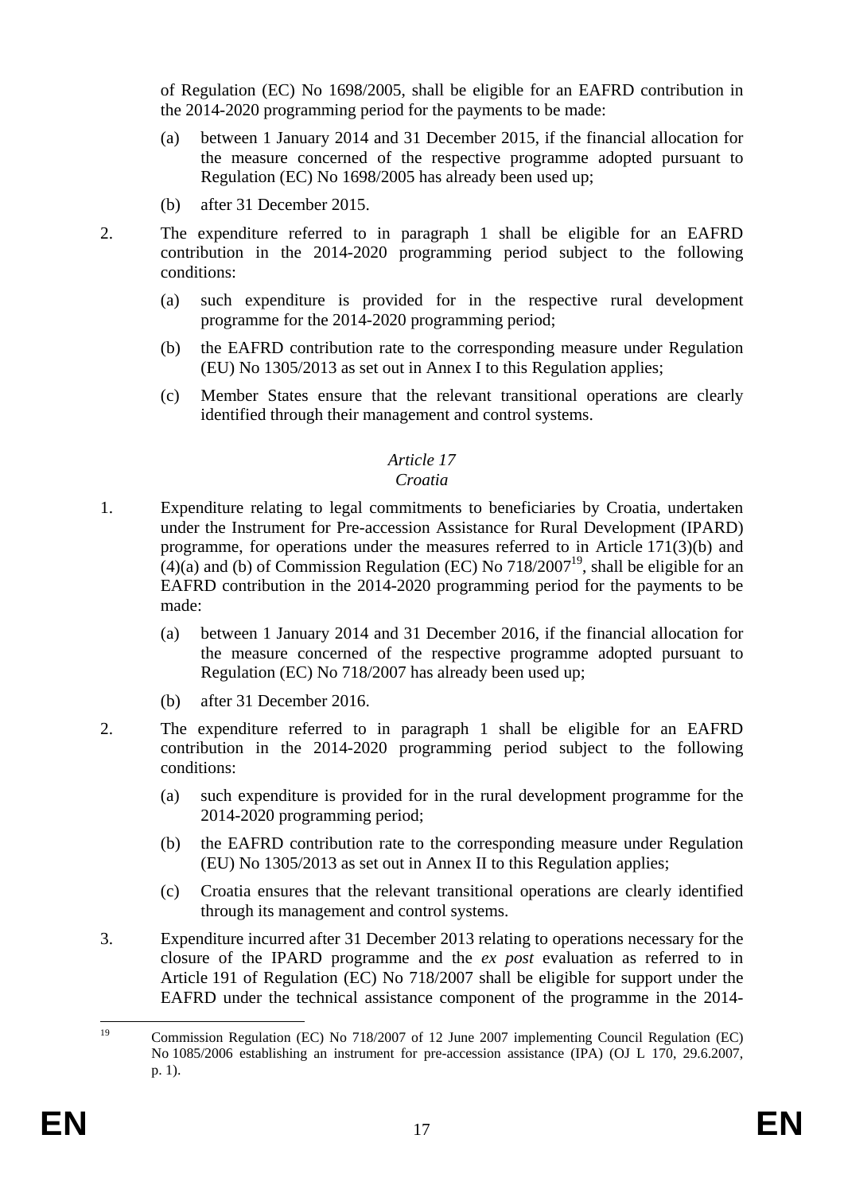of Regulation (EC) No 1698/2005, shall be eligible for an EAFRD contribution in the 2014-2020 programming period for the payments to be made:

(a) between 1 January 2014 and 31 December 2015, if the financial allocation for the measure concerned of the respective programme adopted pursuant to Regulation (EC) No 1698/2005 has already been used up;

(b) after 31 December 2015.

2. The expenditure referred to in paragraph 1 shall be eligible for an EAFRD contribution in the 2014-2020 programming period subject to the following conditions:

(a) such expenditure is provided for in the respective rural development programme for the 2014-2020 programming period;

(b) the EAFRD contribution rate to the corresponding measure under Regulation (EU) No 1305/2013 as set out in Annex I to this Regulation applies;

(c) Member States ensure that the relevant transitional operations are clearly identified through their management and control systems.

*Article 17*

*Croatia*

1. Expenditure relating to legal commitments to beneficiaries by Croatia, undertaken under the Instrument for Pre-accession Assistance for Rural Development (IPARD) programme, for operations under the measures referred to in Article 171(3)(b) and (4)(a) and (b) of Commission Regulation (EC) No 718/2007[19], shall be eligible for an EAFRD contribution in the 2014-2020 programming period for the payments to be made:

(a) between 1 January 2014 and 31 December 2016, if the financial allocation for the measure concerned of the respective programme adopted pursuant to Regulation (EC) No 718/2007 has already been used up;

(b) after 31 December 2016.

2. The expenditure referred to in paragraph 1 shall be eligible for an EAFRD contribution in the 2014-2020 programming period subject to the following conditions:

(a) such expenditure is provided for in the rural development programme for the 2014-2020 programming period;

(b) the EAFRD contribution rate to the corresponding measure under Regulation (EU) No 1305/2013 as set out in Annex II to this Regulation applies;

(c) Croatia ensures that the relevant transitional operations are clearly identified through its management and control systems.

3. Expenditure incurred after 31 December 2013 relating to operations necessary for the closure of the IPARD programme and the *ex post* evaluation as referred to in Article 191 of Regulation (EC) No 718/2007 shall be eligible for support under the EAFRD under the technical assistance component of the programme in the 2014-

[19] Commission Regulation (EC) No 718/2007 of 12 June 2007 implementing Council Regulation (EC) No 1085/2006 establishing an instrument for pre-accession assistance (IPA) (OJ L 170, 29.6.2007, p. 1).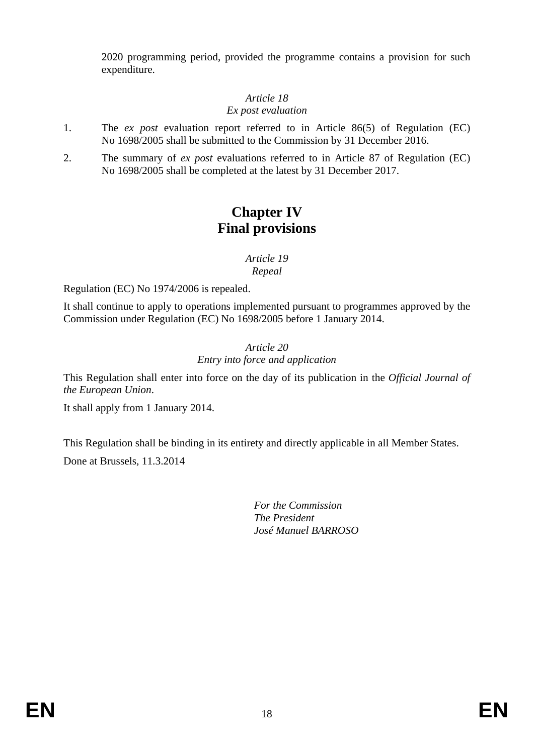2020 programming period, provided the programme contains a provision for such expenditure.

*Article 18*
*Ex post evaluation*

1. The *ex post* evaluation report referred to in Article 86(5) of Regulation (EC) No 1698/2005 shall be submitted to the Commission by 31 December 2016.

2. The summary of *ex post* evaluations referred to in Article 87 of Regulation (EC) No 1698/2005 shall be completed at the latest by 31 December 2017.

## Chapter IV
## Final provisions

*Article 19*
*Repeal*

Regulation (EC) No 1974/2006 is repealed.

It shall continue to apply to operations implemented pursuant to programmes approved by the Commission under Regulation (EC) No 1698/2005 before 1 January 2014.

*Article 20*
*Entry into force and application*

This Regulation shall enter into force on the day of its publication in the *Official Journal of the European Union*.

It shall apply from 1 January 2014.

This Regulation shall be binding in its entirety and directly applicable in all Member States.

Done at Brussels, 11.3.2014

*For the Commission*
*The President*
*José Manuel BARROSO*